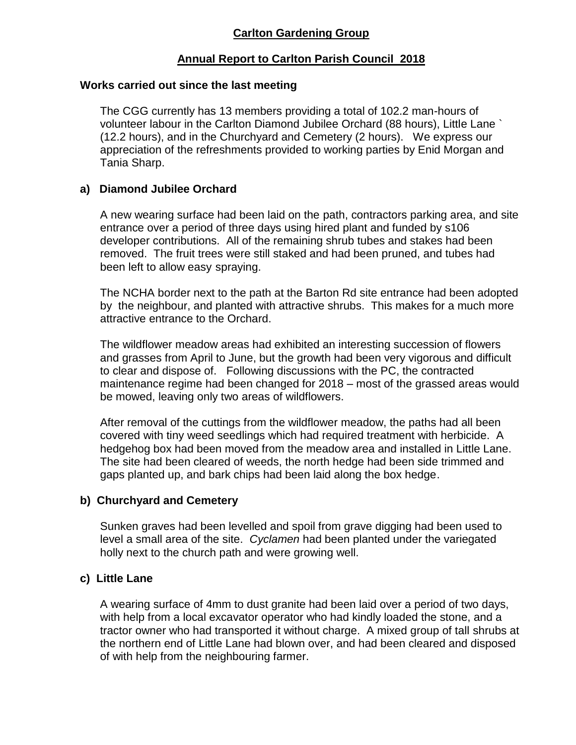# Carlton Gardening Group

## Annual Report to Carlton Parish Council 2018

### Works carried out since the last meeting

The CGG currently has 13 members providing a total of 102.2 man-hours of volunteer labour in the Carlton Diamond Jubilee Orchard (88 hours), Little Lane ` (12.2 hours), and in the Churchyard and Cemetery (2 hours). We express our appreciation of the refreshments provided to working parties by Enid Morgan and Tania Sharp.

### a) Diamond Jubilee Orchard

A new wearing surface had been laid on the path, contractors parking area, and site entrance over a period of three days using hired plant and funded by s106 developer contributions. All of the remaining shrub tubes and stakes had been removed. The fruit trees were still staked and had been pruned, and tubes had been left to allow easy spraying.

The NCHA border next to the path at the Barton Rd site entrance had been adopted by the neighbour, and planted with attractive shrubs. This makes for a much more attractive entrance to the Orchard.

The wildflower meadow areas had exhibited an interesting succession of flowers and grasses from April to June, but the growth had been very vigorous and difficult to clear and dispose of. Following discussions with the PC, the contracted maintenance regime had been changed for 2018 – most of the grassed areas would be mowed, leaving only two areas of wildflowers.

After removal of the cuttings from the wildflower meadow, the paths had all been covered with tiny weed seedlings which had required treatment with herbicide. A hedgehog box had been moved from the meadow area and installed in Little Lane. The site had been cleared of weeds, the north hedge had been side trimmed and gaps planted up, and bark chips had been laid along the box hedge.

### b) Churchyard and Cemetery

Sunken graves had been levelled and spoil from grave digging had been used to level a small area of the site. *Cyclamen* had been planted under the variegated holly next to the church path and were growing well.

### c) Little Lane

A wearing surface of 4mm to dust granite had been laid over a period of two days, with help from a local excavator operator who had kindly loaded the stone, and a tractor owner who had transported it without charge. A mixed group of tall shrubs at the northern end of Little Lane had blown over, and had been cleared and disposed of with help from the neighbouring farmer.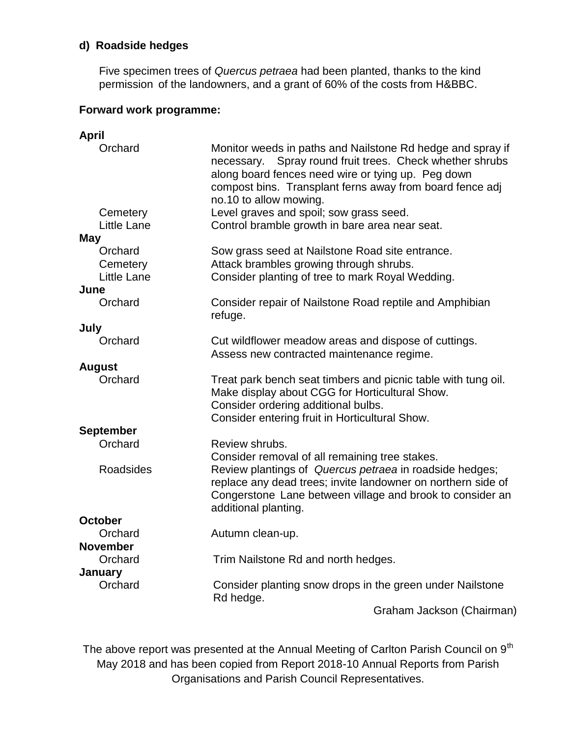**d) Roadside hedges**

Five specimen trees of *Quercus petraea* had been planted, thanks to the kind permission of the landowners, and a grant of 60% of the costs from H&BBC.

**Forward work programme:**

| | |
|---|---|
| **April** | |
| Orchard | Monitor weeds in paths and Nailstone Rd hedge and spray if necessary. Spray round fruit trees. Check whether shrubs along board fences need wire or tying up. Peg down compost bins. Transplant ferns away from board fence adj no.10 to allow mowing. |
| Cemetery | Level graves and spoil; sow grass seed. |
| Little Lane | Control bramble growth in bare area near seat. |
| **May** | |
| Orchard | Sow grass seed at Nailstone Road site entrance. |
| Cemetery | Attack brambles growing through shrubs. |
| Little Lane | Consider planting of tree to mark Royal Wedding. |
| **June** | |
| Orchard | Consider repair of Nailstone Road reptile and Amphibian refuge. |
| **July** | |
| Orchard | Cut wildflower meadow areas and dispose of cuttings. Assess new contracted maintenance regime. |
| **August** | |
| Orchard | Treat park bench seat timbers and picnic table with tung oil. Make display about CGG for Horticultural Show. Consider ordering additional bulbs. Consider entering fruit in Horticultural Show. |
| **September** | |
| Orchard | Review shrubs. Consider removal of all remaining tree stakes. |
| Roadsides | Review plantings of *Quercus petraea* in roadside hedges; replace any dead trees; invite landowner on northern side of Congerstone Lane between village and brook to consider an additional planting. |
| **October** | |
| Orchard | Autumn clean-up. |
| **November** | |
| Orchard | Trim Nailstone Rd and north hedges. |
| **January** | |
| Orchard | Consider planting snow drops in the green under Nailstone Rd hedge. |

Graham Jackson (Chairman)

The above report was presented at the Annual Meeting of Carlton Parish Council on 9th May 2018 and has been copied from Report 2018-10 Annual Reports from Parish Organisations and Parish Council Representatives.